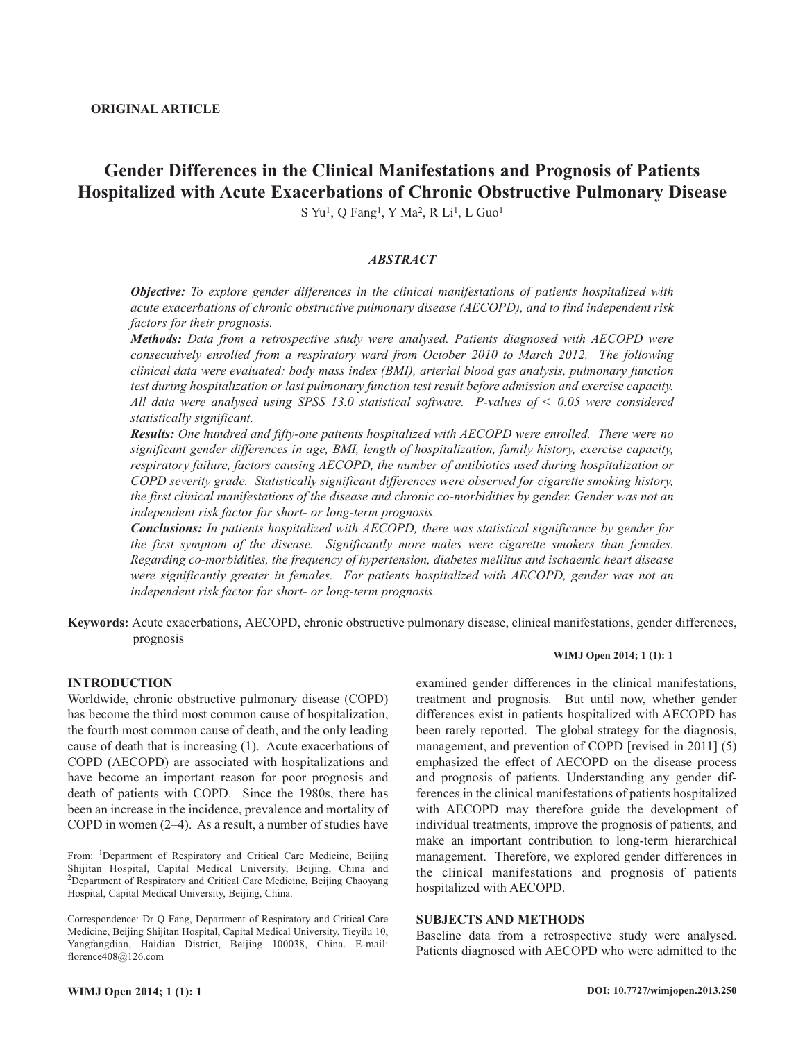**ORIGINAL ARTICLE**

# Gender Differences in the Clinical Manifestations and Prognosis of Patients Hospitalized with Acute Exacerbations of Chronic Obstructive Pulmonary Disease

S Yu[1], Q Fang[1], Y Ma[2], R Li[1], L Guo[1]

## *ABSTRACT*

***Objective:*** *To explore gender differences in the clinical manifestations of patients hospitalized with acute exacerbations of chronic obstructive pulmonary disease (AECOPD), and to find independent risk factors for their prognosis.*

***Methods:*** *Data from a retrospective study were analysed. Patients diagnosed with AECOPD were consecutively enrolled from a respiratory ward from October 2010 to March 2012. The following clinical data were evaluated: body mass index (BMI), arterial blood gas analysis, pulmonary function test during hospitalization or last pulmonary function test result before admission and exercise capacity. All data were analysed using SPSS 13.0 statistical software. P-values of < 0.05 were considered statistically significant.*

***Results:*** *One hundred and fifty-one patients hospitalized with AECOPD were enrolled. There were no significant gender differences in age, BMI, length of hospitalization, family history, exercise capacity, respiratory failure, factors causing AECOPD, the number of antibiotics used during hospitalization or COPD severity grade. Statistically significant differences were observed for cigarette smoking history, the first clinical manifestations of the disease and chronic co-morbidities by gender. Gender was not an independent risk factor for short- or long-term prognosis.*

***Conclusions:*** *In patients hospitalized with AECOPD, there was statistical significance by gender for the first symptom of the disease. Significantly more males were cigarette smokers than females. Regarding co-morbidities, the frequency of hypertension, diabetes mellitus and ischaemic heart disease were significantly greater in females. For patients hospitalized with AECOPD, gender was not an independent risk factor for short- or long-term prognosis.*

**Keywords:** Acute exacerbations, AECOPD, chronic obstructive pulmonary disease, clinical manifestations, gender differences, prognosis

## INTRODUCTION

Worldwide, chronic obstructive pulmonary disease (COPD) has become the third most common cause of hospitalization, the fourth most common cause of death, and the only leading cause of death that is increasing (1). Acute exacerbations of COPD (AECOPD) are associated with hospitalizations and have become an important reason for poor prognosis and death of patients with COPD. Since the 1980s, there has been an increase in the incidence, prevalence and mortality of COPD in women (2–4). As a result, a number of studies have examined gender differences in the clinical manifestations, treatment and prognosis. But until now, whether gender differences exist in patients hospitalized with AECOPD has been rarely reported. The global strategy for the diagnosis, management, and prevention of COPD [revised in 2011] (5) emphasized the effect of AECOPD on the disease process and prognosis of patients. Understanding any gender differences in the clinical manifestations of patients hospitalized with AECOPD may therefore guide the development of individual treatments, improve the prognosis of patients, and make an important contribution to long-term hierarchical management. Therefore, we explored gender differences in the clinical manifestations and prognosis of patients hospitalized with AECOPD.

## SUBJECTS AND METHODS

Baseline data from a retrospective study were analysed. Patients diagnosed with AECOPD who were admitted to the

---

From: [1]Department of Respiratory and Critical Care Medicine, Beijing Shijitan Hospital, Capital Medical University, Beijing, China and [2]Department of Respiratory and Critical Care Medicine, Beijing Chaoyang Hospital, Capital Medical University, Beijing, China.

Correspondence: Dr Q Fang, Department of Respiratory and Critical Care Medicine, Beijing Shijitan Hospital, Capital Medical University, Tieyilu 10, Yangfangdian, Haidian District, Beijing 100038, China. E-mail: florence408@126.com

DOI: 10.7727/wimjopen.2013.250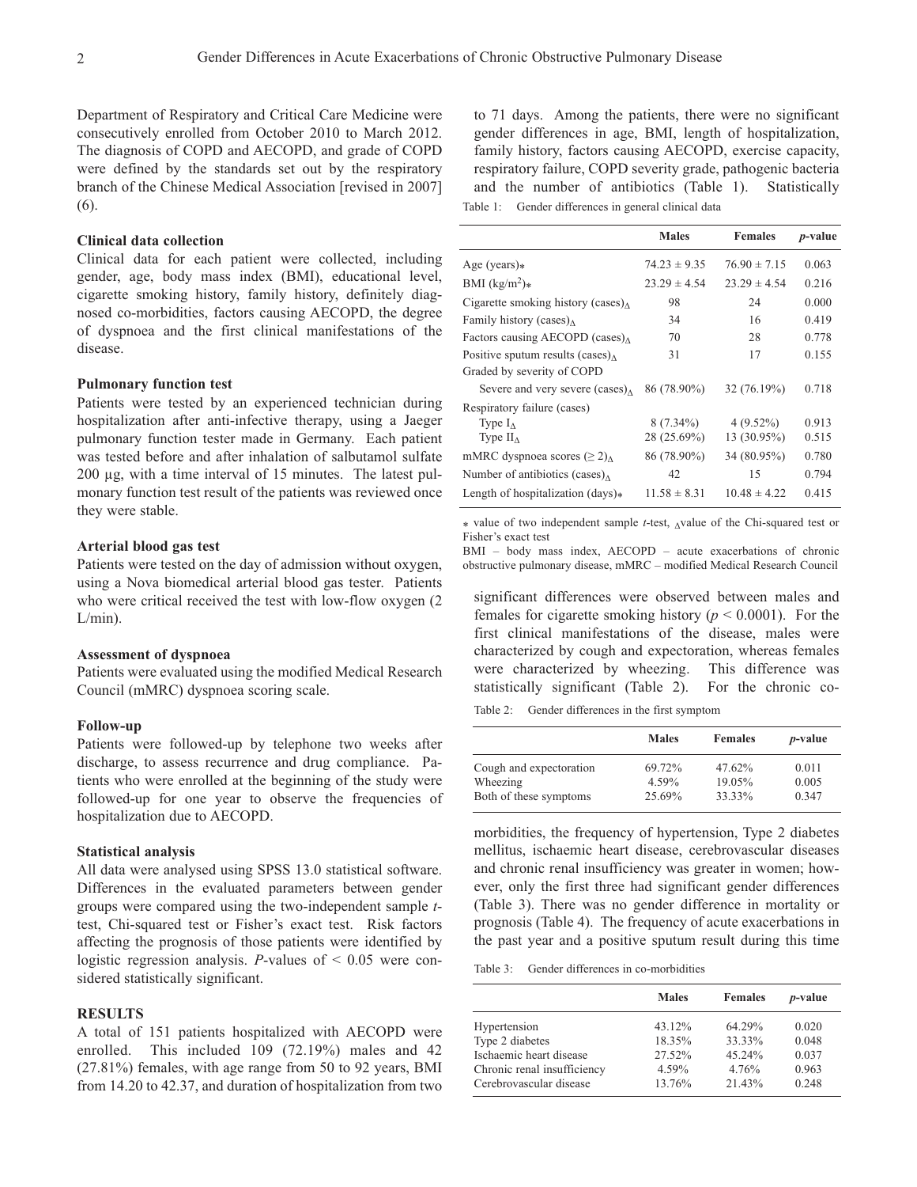Department of Respiratory and Critical Care Medicine were consecutively enrolled from October 2010 to March 2012. The diagnosis of COPD and AECOPD, and grade of COPD were defined by the standards set out by the respiratory branch of the Chinese Medical Association [revised in 2007] (6).

### Clinical data collection

Clinical data for each patient were collected, including gender, age, body mass index (BMI), educational level, cigarette smoking history, family history, definitely diagnosed co-morbidities, factors causing AECOPD, the degree of dyspnoea and the first clinical manifestations of the disease.

### Pulmonary function test

Patients were tested by an experienced technician during hospitalization after anti-infective therapy, using a Jaeger pulmonary function tester made in Germany. Each patient was tested before and after inhalation of salbutamol sulfate 200 µg, with a time interval of 15 minutes. The latest pulmonary function test result of the patients was reviewed once they were stable.

### Arterial blood gas test

Patients were tested on the day of admission without oxygen, using a Nova biomedical arterial blood gas tester. Patients who were critical received the test with low-flow oxygen (2 L/min).

### Assessment of dyspnoea

Patients were evaluated using the modified Medical Research Council (mMRC) dyspnoea scoring scale.

### Follow-up

Patients were followed-up by telephone two weeks after discharge, to assess recurrence and drug compliance. Patients who were enrolled at the beginning of the study were followed-up for one year to observe the frequencies of hospitalization due to AECOPD.

### Statistical analysis

All data were analysed using SPSS 13.0 statistical software. Differences in the evaluated parameters between gender groups were compared using the two-independent sample *t*-test, Chi-squared test or Fisher's exact test. Risk factors affecting the prognosis of those patients were identified by logistic regression analysis. *P*-values of < 0.05 were considered statistically significant.

## RESULTS

A total of 151 patients hospitalized with AECOPD were enrolled. This included 109 (72.19%) males and 42 (27.81%) females, with age range from 50 to 92 years, BMI from 14.20 to 42.37, and duration of hospitalization from two to 71 days. Among the patients, there were no significant gender differences in age, BMI, length of hospitalization, family history, factors causing AECOPD, exercise capacity, respiratory failure, COPD severity grade, pathogenic bacteria and the number of antibiotics (Table 1). Statistically significant differences were observed between males and females for cigarette smoking history ($p < 0.0001$). For the first clinical manifestations of the disease, males were characterized by cough and expectoration, whereas females were characterized by wheezing. This difference was statistically significant (Table 2). For the chronic co-morbidities, the frequency of hypertension, Type 2 diabetes mellitus, ischaemic heart disease, cerebrovascular diseases and chronic renal insufficiency was greater in women; however, only the first three had significant gender differences (Table 3). There was no gender difference in mortality or prognosis (Table 4). The frequency of acute exacerbations in the past year and a positive sputum result during this time

Table 1: Gender differences in general clinical data

| | Males | Females | *p*-value |
|---|---|---|---|
| Age (years)* | 74.23 ± 9.35 | 76.90 ± 7.15 | 0.063 |
| BMI (kg/m$^2$)* | 23.29 ± 4.54 | 23.29 ± 4.54 | 0.216 |
| Cigarette smoking history (cases)$_\Delta$ | 98 | 24 | 0.000 |
| Family history (cases)$_\Delta$ | 34 | 16 | 0.419 |
| Factors causing AECOPD (cases)$_\Delta$ | 70 | 28 | 0.778 |
| Positive sputum results (cases)$_\Delta$ | 31 | 17 | 0.155 |
| Graded by severity of COPD | | | |
| Severe and very severe (cases)$_\Delta$ | 86 (78.90%) | 32 (76.19%) | 0.718 |
| Respiratory failure (cases) | | | |
| Type I$_\Delta$ | 8 (7.34%) | 4 (9.52%) | 0.913 |
| Type II$_\Delta$ | 28 (25.69%) | 13 (30.95%) | 0.515 |
| mMRC dyspnoea scores (≥ 2)$_\Delta$ | 86 (78.90%) | 34 (80.95%) | 0.780 |
| Number of antibiotics (cases)$_\Delta$ | 42 | 15 | 0.794 |
| Length of hospitalization (days)* | 11.58 ± 8.31 | 10.48 ± 4.22 | 0.415 |

* value of two independent sample *t*-test, $_\Delta$value of the Chi-squared test or Fisher's exact test

BMI – body mass index, AECOPD – acute exacerbations of chronic obstructive pulmonary disease, mMRC – modified Medical Research Council

Table 2: Gender differences in the first symptom

| | Males | Females | *p*-value |
|---|---|---|---|
| Cough and expectoration | 69.72% | 47.62% | 0.011 |
| Wheezing | 4.59% | 19.05% | 0.005 |
| Both of these symptoms | 25.69% | 33.33% | 0.347 |

Table 3: Gender differences in co-morbidities

| | Males | Females | *p*-value |
|---|---|---|---|
| Hypertension | 43.12% | 64.29% | 0.020 |
| Type 2 diabetes | 18.35% | 33.33% | 0.048 |
| Ischaemic heart disease | 27.52% | 45.24% | 0.037 |
| Chronic renal insufficiency | 4.59% | 4.76% | 0.963 |
| Cerebrovascular disease | 13.76% | 21.43% | 0.248 |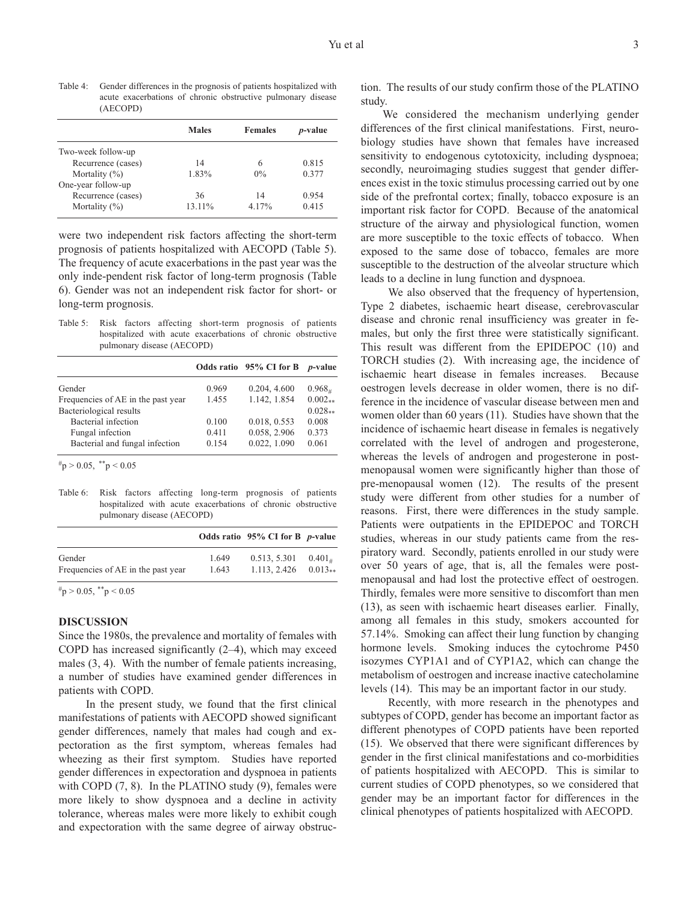Table 4: Gender differences in the prognosis of patients hospitalized with acute exacerbations of chronic obstructive pulmonary disease (AECOPD)

| | Males | Females | *p*-value |
|---|---|---|---|
| Two-week follow-up | | | |
| Recurrence (cases) | 14 | 6 | 0.815 |
| Mortality (%) | 1.83% | 0% | 0.377 |
| One-year follow-up | | | |
| Recurrence (cases) | 36 | 14 | 0.954 |
| Mortality (%) | 13.11% | 4.17% | 0.415 |

were two independent risk factors affecting the short-term prognosis of patients hospitalized with AECOPD (Table 5). The frequency of acute exacerbations in the past year was the only inde-pendent risk factor of long-term prognosis (Table 6). Gender was not an independent risk factor for short- or long-term prognosis.

Table 5: Risk factors affecting short-term prognosis of patients hospitalized with acute exacerbations of chronic obstructive pulmonary disease (AECOPD)

| | Odds ratio | 95% CI for B | *p*-value |
|---|---|---|---|
| Gender | 0.969 | 0.204, 4.600 | 0.968# |
| Frequencies of AE in the past year | 1.455 | 1.142, 1.854 | 0.002** |
| Bacteriological results | | | 0.028** |
| Bacterial infection | 0.100 | 0.018, 0.553 | 0.008 |
| Fungal infection | 0.411 | 0.058, 2.906 | 0.373 |
| Bacterial and fungal infection | 0.154 | 0.022, 1.090 | 0.061 |

#$p > 0.05$, **$p < 0.05$

Table 6: Risk factors affecting long-term prognosis of patients hospitalized with acute exacerbations of chronic obstructive pulmonary disease (AECOPD)

| | Odds ratio | 95% CI for B | *p*-value |
|---|---|---|---|
| Gender | 1.649 | 0.513, 5.301 | 0.401# |
| Frequencies of AE in the past year | 1.643 | 1.113, 2.426 | 0.013** |

#$p > 0.05$, **$p < 0.05$

## DISCUSSION

Since the 1980s, the prevalence and mortality of females with COPD has increased significantly (2–4), which may exceed males (3, 4). With the number of female patients increasing, a number of studies have examined gender differences in patients with COPD.

In the present study, we found that the first clinical manifestations of patients with AECOPD showed significant gender differences, namely that males had cough and expectoration as the first symptom, whereas females had wheezing as their first symptom. Studies have reported gender differences in expectoration and dyspnoea in patients with COPD (7, 8). In the PLATINO study (9), females were more likely to show dyspnoea and a decline in activity tolerance, whereas males were more likely to exhibit cough and expectoration with the same degree of airway obstruction. The results of our study confirm those of the PLATINO study.

We considered the mechanism underlying gender differences of the first clinical manifestations. First, neurobiology studies have shown that females have increased sensitivity to endogenous cytotoxicity, including dyspnoea; secondly, neuroimaging studies suggest that gender differences exist in the toxic stimulus processing carried out by one side of the prefrontal cortex; finally, tobacco exposure is an important risk factor for COPD. Because of the anatomical structure of the airway and physiological function, women are more susceptible to the toxic effects of tobacco. When exposed to the same dose of tobacco, females are more susceptible to the destruction of the alveolar structure which leads to a decline in lung function and dyspnoea.

We also observed that the frequency of hypertension, Type 2 diabetes, ischaemic heart disease, cerebrovascular disease and chronic renal insufficiency was greater in females, but only the first three were statistically significant. This result was different from the EPIDEPOC (10) and TORCH studies (2). With increasing age, the incidence of ischaemic heart disease in females increases. Because oestrogen levels decrease in older women, there is no difference in the incidence of vascular disease between men and women older than 60 years (11). Studies have shown that the incidence of ischaemic heart disease in females is negatively correlated with the level of androgen and progesterone, whereas the levels of androgen and progesterone in post-menopausal women were significantly higher than those of pre-menopausal women (12). The results of the present study were different from other studies for a number of reasons. First, there were differences in the study sample. Patients were outpatients in the EPIDEPOC and TORCH studies, whereas in our study patients came from the respiratory ward. Secondly, patients enrolled in our study were over 50 years of age, that is, all the females were post-menopausal and had lost the protective effect of oestrogen. Thirdly, females were more sensitive to discomfort than men (13), as seen with ischaemic heart diseases earlier. Finally, among all females in this study, smokers accounted for 57.14%. Smoking can affect their lung function by changing hormone levels. Smoking induces the cytochrome P450 isozymes CYP1A1 and of CYP1A2, which can change the metabolism of oestrogen and increase inactive catecholamine levels (14). This may be an important factor in our study.

Recently, with more research in the phenotypes and subtypes of COPD, gender has become an important factor as different phenotypes of COPD patients have been reported (15). We observed that there were significant differences by gender in the first clinical manifestations and co-morbidities of patients hospitalized with AECOPD. This is similar to current studies of COPD phenotypes, so we considered that gender may be an important factor for differences in the clinical phenotypes of patients hospitalized with AECOPD.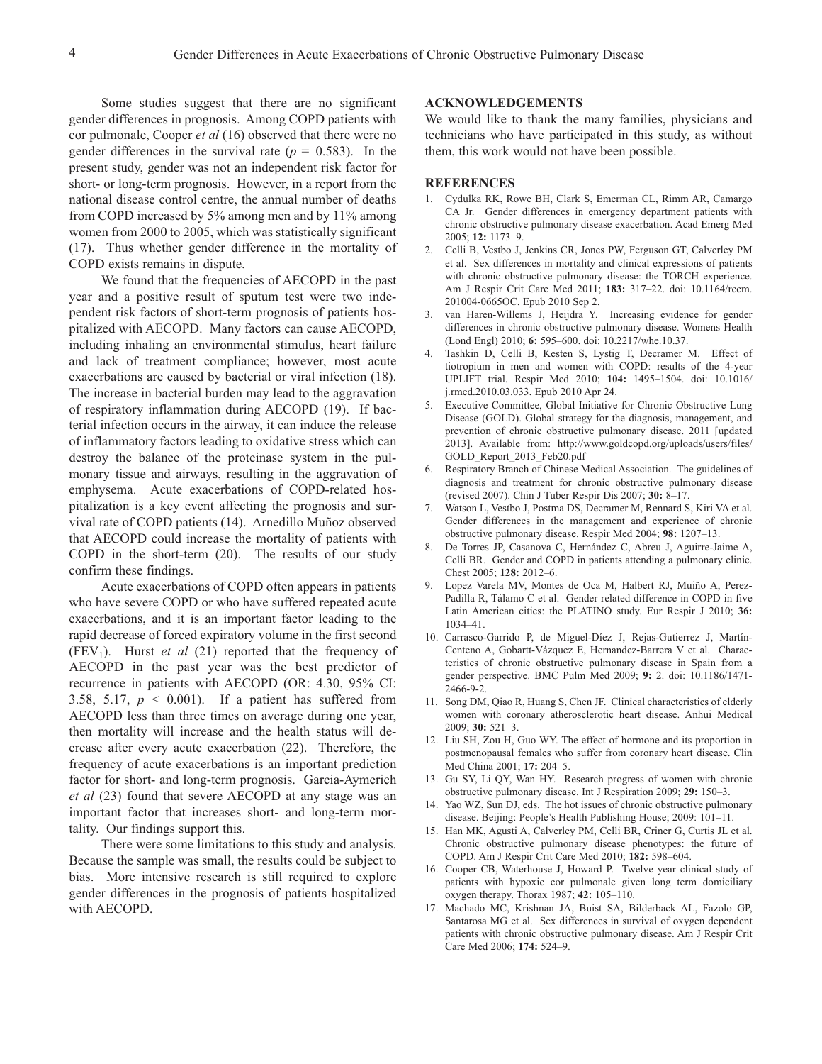Some studies suggest that there are no significant gender differences in prognosis. Among COPD patients with cor pulmonale, Cooper *et al* (16) observed that there were no gender differences in the survival rate ($p = 0.583$). In the present study, gender was not an independent risk factor for short- or long-term prognosis. However, in a report from the national disease control centre, the annual number of deaths from COPD increased by 5% among men and by 11% among women from 2000 to 2005, which was statistically significant (17). Thus whether gender difference in the mortality of COPD exists remains in dispute.

We found that the frequencies of AECOPD in the past year and a positive result of sputum test were two independent risk factors of short-term prognosis of patients hospitalized with AECOPD. Many factors can cause AECOPD, including inhaling an environmental stimulus, heart failure and lack of treatment compliance; however, most acute exacerbations are caused by bacterial or viral infection (18). The increase in bacterial burden may lead to the aggravation of respiratory inflammation during AECOPD (19). If bacterial infection occurs in the airway, it can induce the release of inflammatory factors leading to oxidative stress which can destroy the balance of the proteinase system in the pulmonary tissue and airways, resulting in the aggravation of emphysema. Acute exacerbations of COPD-related hospitalization is a key event affecting the prognosis and survival rate of COPD patients (14). Arnedillo Muñoz observed that AECOPD could increase the mortality of patients with COPD in the short-term (20). The results of our study confirm these findings.

Acute exacerbations of COPD often appears in patients who have severe COPD or who have suffered repeated acute exacerbations, and it is an important factor leading to the rapid decrease of forced expiratory volume in the first second ($FEV_1$). Hurst *et al* (21) reported that the frequency of AECOPD in the past year was the best predictor of recurrence in patients with AECOPD (OR: 4.30, 95% CI: 3.58, 5.17, $p < 0.001$). If a patient has suffered from AECOPD less than three times on average during one year, then mortality will increase and the health status will decrease after every acute exacerbation (22). Therefore, the frequency of acute exacerbations is an important prediction factor for short- and long-term prognosis. Garcia-Aymerich *et al* (23) found that severe AECOPD at any stage was an important factor that increases short- and long-term mortality. Our findings support this.

There were some limitations to this study and analysis. Because the sample was small, the results could be subject to bias. More intensive research is still required to explore gender differences in the prognosis of patients hospitalized with AECOPD.

## ACKNOWLEDGEMENTS

We would like to thank the many families, physicians and technicians who have participated in this study, as without them, this work would not have been possible.

## REFERENCES

1. Cydulka RK, Rowe BH, Clark S, Emerman CL, Rimm AR, Camargo CA Jr. Gender differences in emergency department patients with chronic obstructive pulmonary disease exacerbation. Acad Emerg Med 2005; **12:** 1173–9.
2. Celli B, Vestbo J, Jenkins CR, Jones PW, Ferguson GT, Calverley PM et al. Sex differences in mortality and clinical expressions of patients with chronic obstructive pulmonary disease: the TORCH experience. Am J Respir Crit Care Med 2011; **183:** 317–22. doi: 10.1164/rccm.201004-0665OC. Epub 2010 Sep 2.
3. van Haren-Willems J, Heijdra Y. Increasing evidence for gender differences in chronic obstructive pulmonary disease. Womens Health (Lond Engl) 2010; **6:** 595–600. doi: 10.2217/whe.10.37.
4. Tashkin D, Celli B, Kesten S, Lystig T, Decramer M. Effect of tiotropium in men and women with COPD: results of the 4-year UPLIFT trial. Respir Med 2010; **104:** 1495–1504. doi: 10.1016/j.rmed.2010.03.033. Epub 2010 Apr 24.
5. Executive Committee, Global Initiative for Chronic Obstructive Lung Disease (GOLD). Global strategy for the diagnosis, management, and prevention of chronic obstructive pulmonary disease. 2011 [updated 2013]. Available from: http://www.goldcopd.org/uploads/users/files/GOLD_Report_2013_Feb20.pdf
6. Respiratory Branch of Chinese Medical Association. The guidelines of diagnosis and treatment for chronic obstructive pulmonary disease (revised 2007). Chin J Tuber Respir Dis 2007; **30:** 8–17.
7. Watson L, Vestbo J, Postma DS, Decramer M, Rennard S, Kiri VA et al. Gender differences in the management and experience of chronic obstructive pulmonary disease. Respir Med 2004; **98:** 1207–13.
8. De Torres JP, Casanova C, Hernández C, Abreu J, Aguirre-Jaime A, Celli BR. Gender and COPD in patients attending a pulmonary clinic. Chest 2005; **128:** 2012–6.
9. Lopez Varela MV, Montes de Oca M, Halbert RJ, Muiño A, Perez-Padilla R, Tálamo C et al. Gender related difference in COPD in five Latin American cities: the PLATINO study. Eur Respir J 2010; **36:** 1034–41.
10. Carrasco-Garrido P, de Miguel-Díez J, Rejas-Gutierrez J, Martín-Centeno A, Gobartt-Vázquez E, Hernandez-Barrera V et al. Characteristics of chronic obstructive pulmonary disease in Spain from a gender perspective. BMC Pulm Med 2009; **9:** 2. doi: 10.1186/1471-2466-9-2.
11. Song DM, Qiao R, Huang S, Chen JF. Clinical characteristics of elderly women with coronary atherosclerotic heart disease. Anhui Medical 2009; **30:** 521–3.
12. Liu SH, Zou H, Guo WY. The effect of hormone and its proportion in postmenopausal females who suffer from coronary heart disease. Clin Med China 2001; **17:** 204–5.
13. Gu SY, Li QY, Wan HY. Research progress of women with chronic obstructive pulmonary disease. Int J Respiration 2009; **29:** 150–3.
14. Yao WZ, Sun DJ, eds. The hot issues of chronic obstructive pulmonary disease. Beijing: People's Health Publishing House; 2009: 101–11.
15. Han MK, Agusti A, Calverley PM, Celli BR, Criner G, Curtis JL et al. Chronic obstructive pulmonary disease phenotypes: the future of COPD. Am J Respir Crit Care Med 2010; **182:** 598–604.
16. Cooper CB, Waterhouse J, Howard P. Twelve year clinical study of patients with hypoxic cor pulmonale given long term domiciliary oxygen therapy. Thorax 1987; **42:** 105–110.
17. Machado MC, Krishnan JA, Buist SA, Bilderback AL, Fazolo GP, Santarosa MG et al. Sex differences in survival of oxygen dependent patients with chronic obstructive pulmonary disease. Am J Respir Crit Care Med 2006; **174:** 524–9.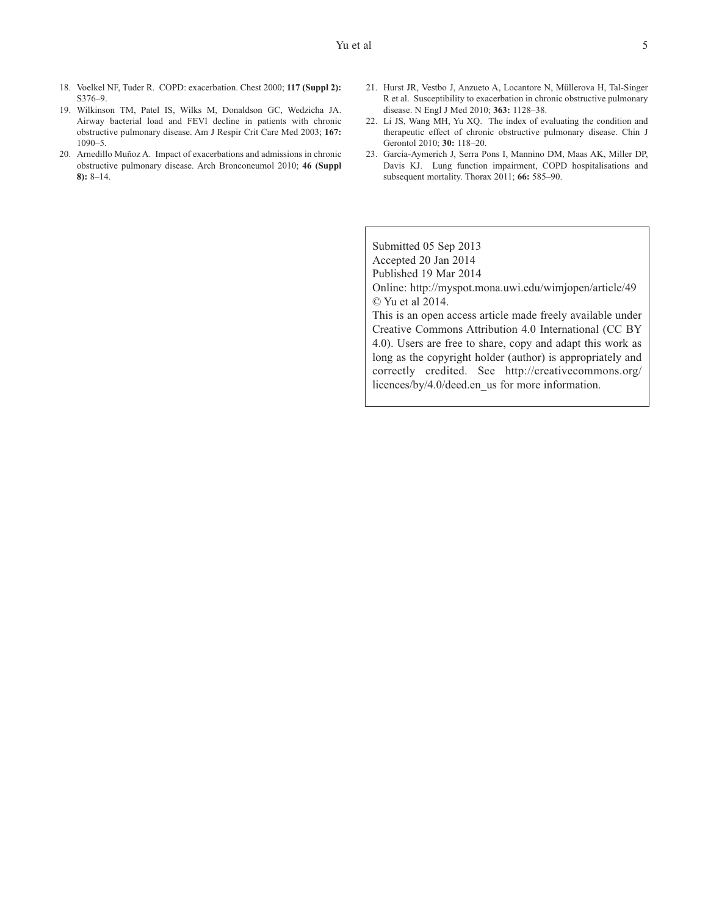18. Voelkel NF, Tuder R. COPD: exacerbation. Chest 2000; **117 (Suppl 2):** S376–9.
19. Wilkinson TM, Patel IS, Wilks M, Donaldson GC, Wedzicha JA. Airway bacterial load and FEVl decline in patients with chronic obstructive pulmonary disease. Am J Respir Crit Care Med 2003; **167:** 1090–5.
20. Arnedillo Muñoz A. Impact of exacerbations and admissions in chronic obstructive pulmonary disease. Arch Bronconeumol 2010; **46 (Suppl 8):** 8–14.
21. Hurst JR, Vestbo J, Anzueto A, Locantore N, Müllerova H, Tal-Singer R et al. Susceptibility to exacerbation in chronic obstructive pulmonary disease. N Engl J Med 2010; **363:** 1128–38.
22. Li JS, Wang MH, Yu XQ. The index of evaluating the condition and therapeutic effect of chronic obstructive pulmonary disease. Chin J Gerontol 2010; **30:** 118–20.
23. Garcia-Aymerich J, Serra Pons I, Mannino DM, Maas AK, Miller DP, Davis KJ. Lung function impairment, COPD hospitalisations and subsequent mortality. Thorax 2011; **66:** 585–90.

Submitted 05 Sep 2013
Accepted 20 Jan 2014
Published 19 Mar 2014
Online: http://myspot.mona.uwi.edu/wimjopen/article/49
© Yu et al 2014.
This is an open access article made freely available under Creative Commons Attribution 4.0 International (CC BY 4.0). Users are free to share, copy and adapt this work as long as the copyright holder (author) is appropriately and correctly credited. See http://creativecommons.org/licences/by/4.0/deed.en_us for more information.